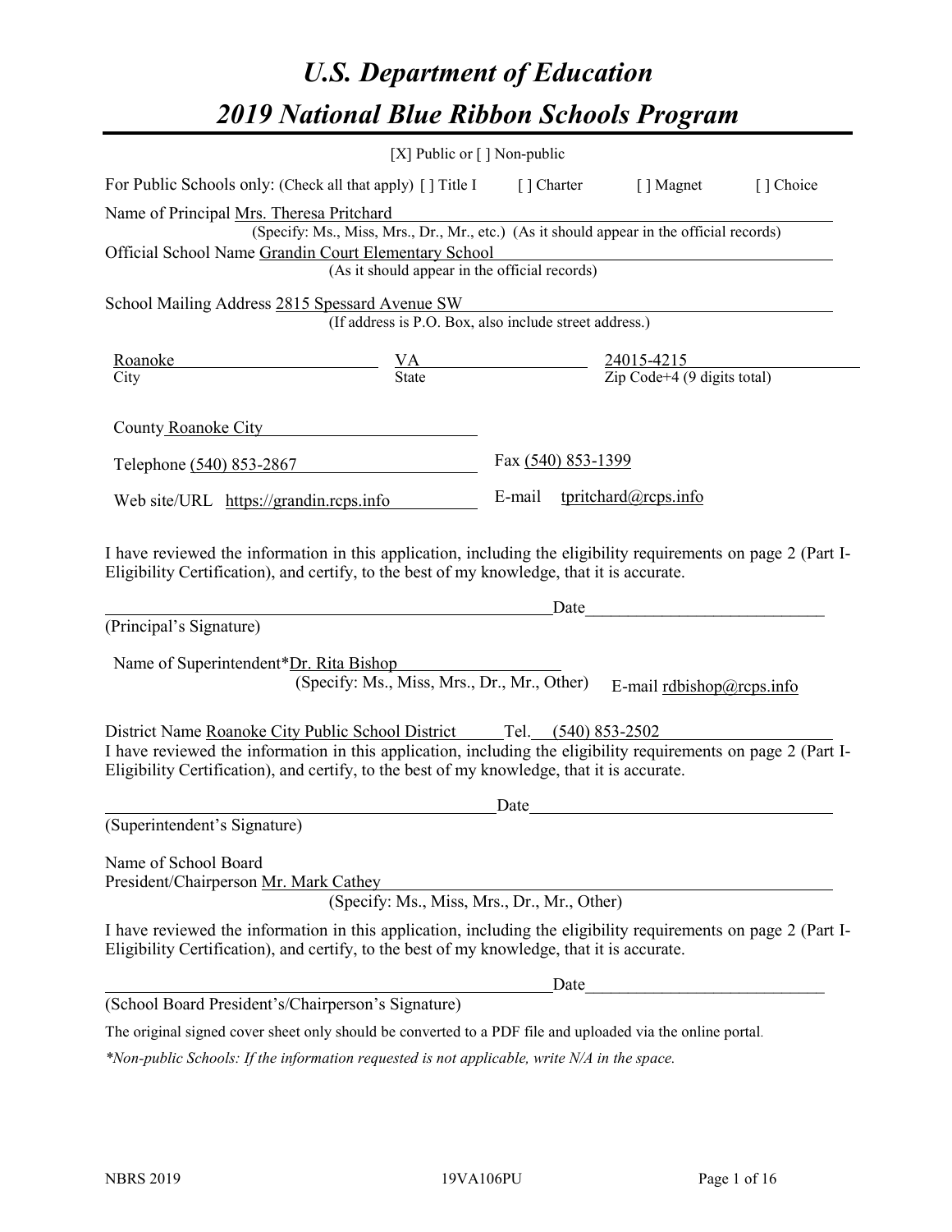# *U.S. Department of Education*

# *2019 National Blue Ribbon Schools Program*

[X] Public or [ ] Non-public

For Public Schools only: (Check all that apply) [ ] Title I [ ] Charter [ ] Magnet [ ] Choice

Name of Principal Mrs. Theresa Pritchard
(Specify: Ms., Miss, Mrs., Dr., Mr., etc.) (As it should appear in the official records)

Official School Name Grandin Court Elementary School
(As it should appear in the official records)

School Mailing Address 2815 Spessard Avenue SW
(If address is P.O. Box, also include street address.)

| Roanoke | VA | 24015-4215 |
|---|---|---|
| City | State | Zip Code+4 (9 digits total) |

County Roanoke City

Telephone (540) 853-2867 Fax (540) 853-1399

Web site/URL https://grandin.rcps.info E-mail tpritchard@rcps.info

I have reviewed the information in this application, including the eligibility requirements on page 2 (Part I- Eligibility Certification), and certify, to the best of my knowledge, that it is accurate.

_______________________________________________ Date___________________________

(Principal's Signature)

Name of Superintendent*Dr. Rita Bishop
(Specify: Ms., Miss, Mrs., Dr., Mr., Other) E-mail rdbishop@rcps.info

District Name Roanoke City Public School District Tel. (540) 853-2502

I have reviewed the information in this application, including the eligibility requirements on page 2 (Part I- Eligibility Certification), and certify, to the best of my knowledge, that it is accurate.

_______________________________________________ Date___________________________

(Superintendent's Signature)

Name of School Board
President/Chairperson Mr. Mark Cathey
(Specify: Ms., Miss, Mrs., Dr., Mr., Other)

I have reviewed the information in this application, including the eligibility requirements on page 2 (Part I- Eligibility Certification), and certify, to the best of my knowledge, that it is accurate.

_______________________________________________ Date___________________________

(School Board President's/Chairperson's Signature)

The original signed cover sheet only should be converted to a PDF file and uploaded via the online portal.

*\*Non-public Schools: If the information requested is not applicable, write N/A in the space.*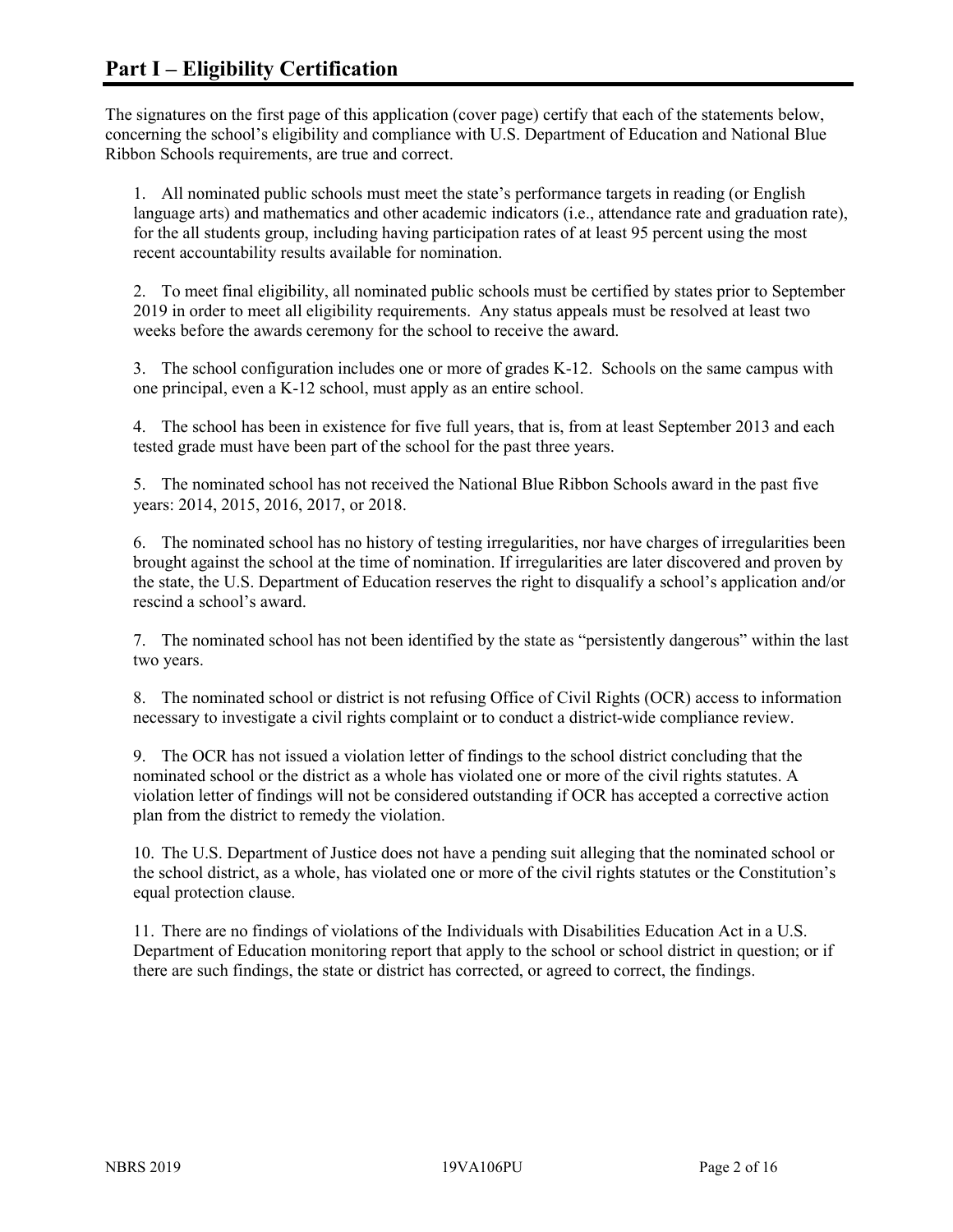# Part I – Eligibility Certification

The signatures on the first page of this application (cover page) certify that each of the statements below, concerning the school's eligibility and compliance with U.S. Department of Education and National Blue Ribbon Schools requirements, are true and correct.

1. All nominated public schools must meet the state's performance targets in reading (or English language arts) and mathematics and other academic indicators (i.e., attendance rate and graduation rate), for the all students group, including having participation rates of at least 95 percent using the most recent accountability results available for nomination.

2. To meet final eligibility, all nominated public schools must be certified by states prior to September 2019 in order to meet all eligibility requirements. Any status appeals must be resolved at least two weeks before the awards ceremony for the school to receive the award.

3. The school configuration includes one or more of grades K-12. Schools on the same campus with one principal, even a K-12 school, must apply as an entire school.

4. The school has been in existence for five full years, that is, from at least September 2013 and each tested grade must have been part of the school for the past three years.

5. The nominated school has not received the National Blue Ribbon Schools award in the past five years: 2014, 2015, 2016, 2017, or 2018.

6. The nominated school has no history of testing irregularities, nor have charges of irregularities been brought against the school at the time of nomination. If irregularities are later discovered and proven by the state, the U.S. Department of Education reserves the right to disqualify a school's application and/or rescind a school's award.

7. The nominated school has not been identified by the state as "persistently dangerous" within the last two years.

8. The nominated school or district is not refusing Office of Civil Rights (OCR) access to information necessary to investigate a civil rights complaint or to conduct a district-wide compliance review.

9. The OCR has not issued a violation letter of findings to the school district concluding that the nominated school or the district as a whole has violated one or more of the civil rights statutes. A violation letter of findings will not be considered outstanding if OCR has accepted a corrective action plan from the district to remedy the violation.

10. The U.S. Department of Justice does not have a pending suit alleging that the nominated school or the school district, as a whole, has violated one or more of the civil rights statutes or the Constitution's equal protection clause.

11. There are no findings of violations of the Individuals with Disabilities Education Act in a U.S. Department of Education monitoring report that apply to the school or school district in question; or if there are such findings, the state or district has corrected, or agreed to correct, the findings.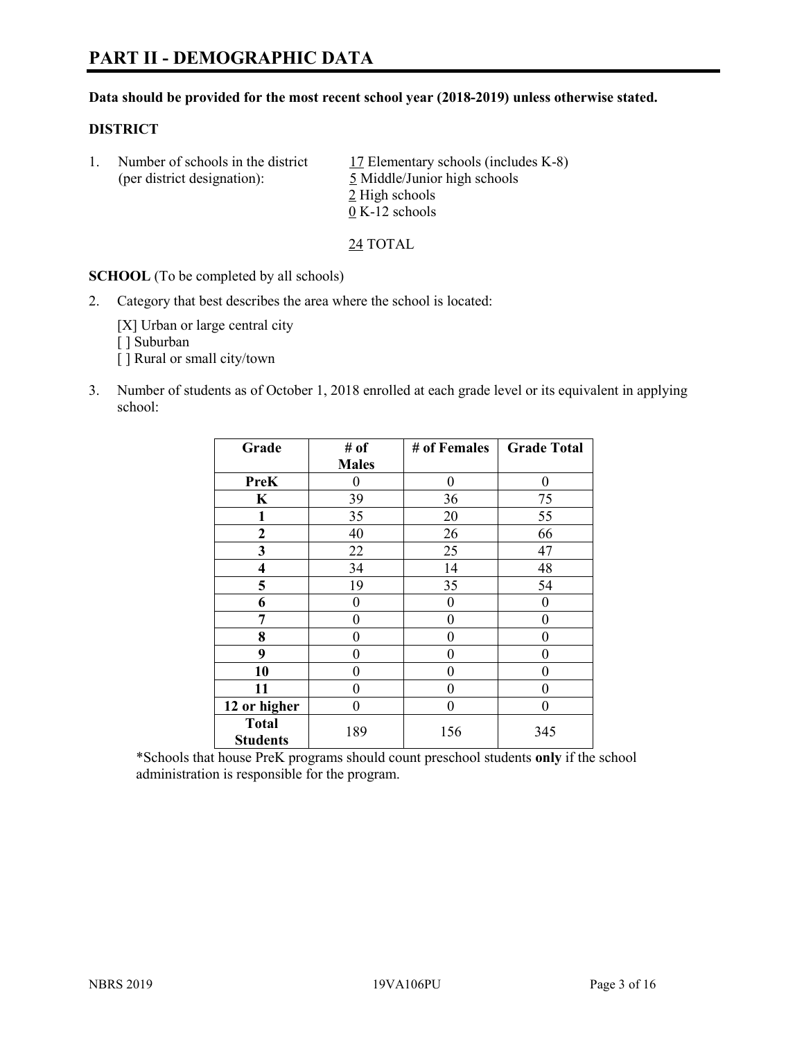# PART II - DEMOGRAPHIC DATA

**Data should be provided for the most recent school year (2018-2019) unless otherwise stated.**

**DISTRICT**

1. Number of schools in the district (per district designation):
   17 Elementary schools (includes K-8)
   5 Middle/Junior high schools
   2 High schools
   0 K-12 schools

   24 TOTAL

**SCHOOL** (To be completed by all schools)

2. Category that best describes the area where the school is located:

   [X] Urban or large central city
   [ ] Suburban
   [ ] Rural or small city/town

3. Number of students as of October 1, 2018 enrolled at each grade level or its equivalent in applying school:

| Grade | # of Males | # of Females | Grade Total |
|---|---|---|---|
| **PreK** | 0 | 0 | 0 |
| **K** | 39 | 36 | 75 |
| **1** | 35 | 20 | 55 |
| **2** | 40 | 26 | 66 |
| **3** | 22 | 25 | 47 |
| **4** | 34 | 14 | 48 |
| **5** | 19 | 35 | 54 |
| **6** | 0 | 0 | 0 |
| **7** | 0 | 0 | 0 |
| **8** | 0 | 0 | 0 |
| **9** | 0 | 0 | 0 |
| **10** | 0 | 0 | 0 |
| **11** | 0 | 0 | 0 |
| **12 or higher** | 0 | 0 | 0 |
| **Total Students** | 189 | 156 | 345 |

*Schools that house PreK programs should count preschool students **only** if the school administration is responsible for the program.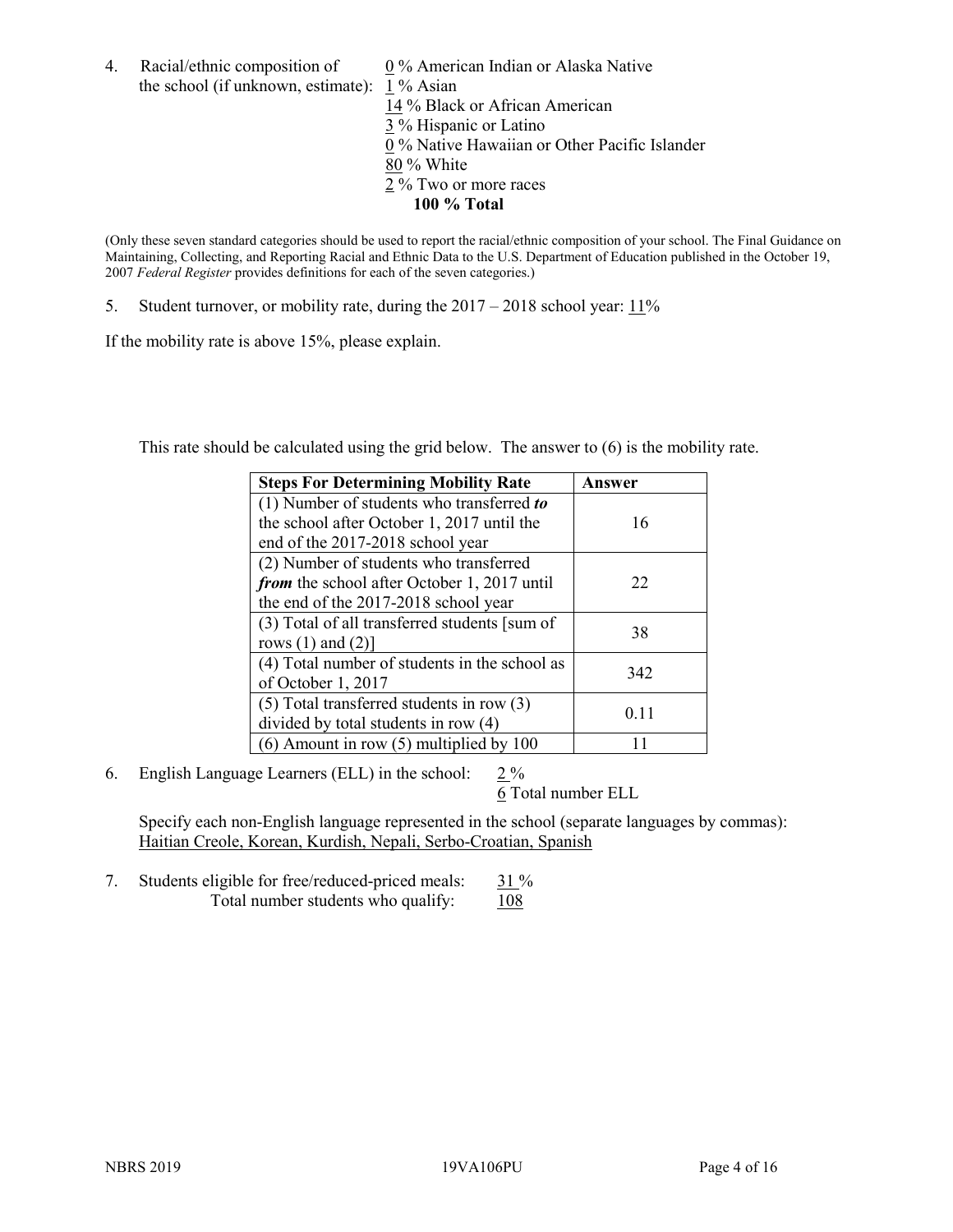4. Racial/ethnic composition of the school (if unknown, estimate):
   0 % American Indian or Alaska Native
   1 % Asian
   14 % Black or African American
   3 % Hispanic or Latino
   0 % Native Hawaiian or Other Pacific Islander
   80 % White
   2 % Two or more races
   **100 % Total**

(Only these seven standard categories should be used to report the racial/ethnic composition of your school. The Final Guidance on Maintaining, Collecting, and Reporting Racial and Ethnic Data to the U.S. Department of Education published in the October 19, 2007 *Federal Register* provides definitions for each of the seven categories.)

5. Student turnover, or mobility rate, during the 2017 – 2018 school year: 11%

If the mobility rate is above 15%, please explain.

This rate should be calculated using the grid below. The answer to (6) is the mobility rate.

| **Steps For Determining Mobility Rate** | **Answer** |
|---|---|
| (1) Number of students who transferred ***to*** the school after October 1, 2017 until the end of the 2017-2018 school year | 16 |
| (2) Number of students who transferred ***from*** the school after October 1, 2017 until the end of the 2017-2018 school year | 22 |
| (3) Total of all transferred students [sum of rows (1) and (2)] | 38 |
| (4) Total number of students in the school as of October 1, 2017 | 342 |
| (5) Total transferred students in row (3) divided by total students in row (4) | 0.11 |
| (6) Amount in row (5) multiplied by 100 | 11 |

6. English Language Learners (ELL) in the school: 2 %
   6 Total number ELL

   Specify each non-English language represented in the school (separate languages by commas):
   Haitian Creole, Korean, Kurdish, Nepali, Serbo-Croatian, Spanish

7. Students eligible for free/reduced-priced meals: 31 %
   Total number students who qualify: 108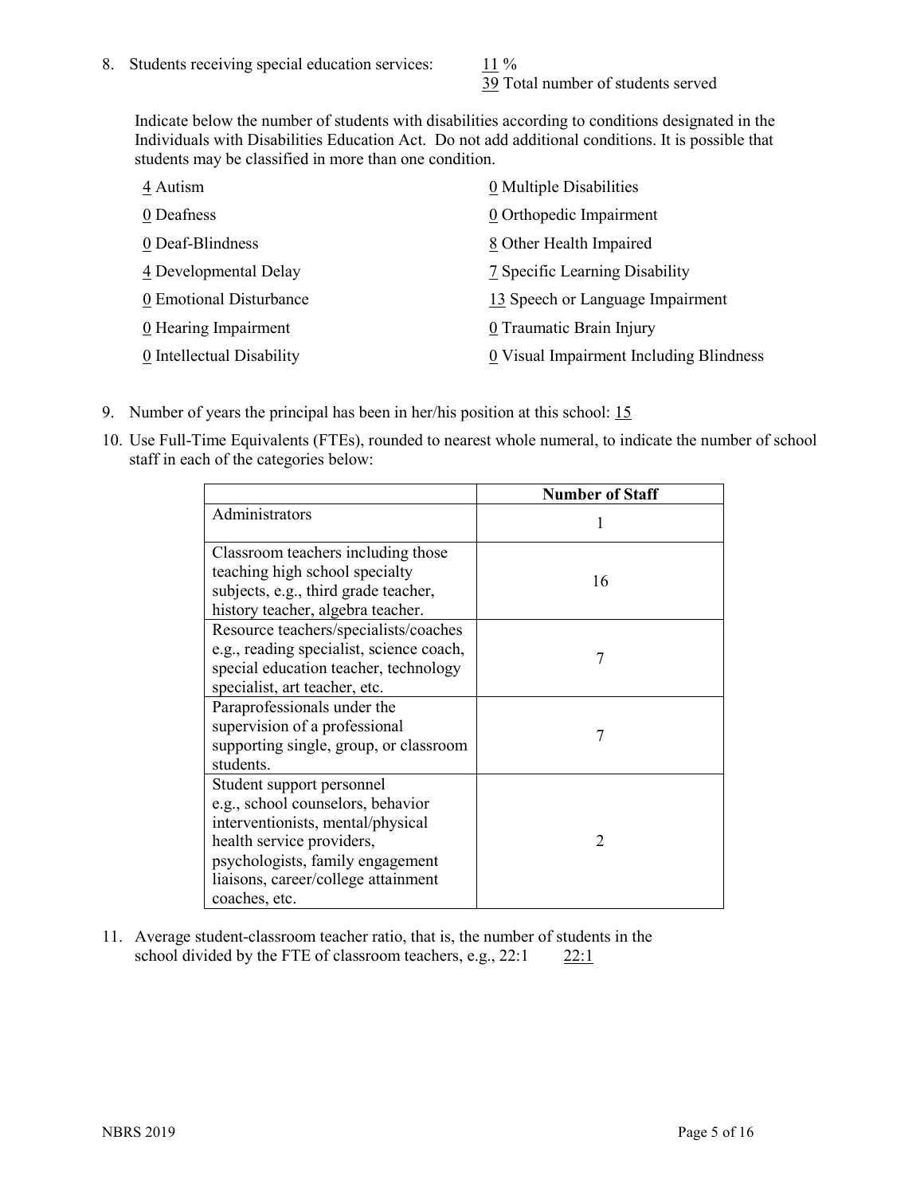8. Students receiving special education services: 11 %
39 Total number of students served

Indicate below the number of students with disabilities according to conditions designated in the Individuals with Disabilities Education Act. Do not add additional conditions. It is possible that students may be classified in more than one condition.

4 Autism
0 Deafness
0 Deaf-Blindness
4 Developmental Delay
0 Emotional Disturbance
0 Hearing Impairment
0 Intellectual Disability
0 Multiple Disabilities
0 Orthopedic Impairment
8 Other Health Impaired
7 Specific Learning Disability
13 Speech or Language Impairment
0 Traumatic Brain Injury
0 Visual Impairment Including Blindness

9. Number of years the principal has been in her/his position at this school: 15

10. Use Full-Time Equivalents (FTEs), rounded to nearest whole numeral, to indicate the number of school staff in each of the categories below:

| | Number of Staff |
|---|---|
| Administrators | 1 |
| Classroom teachers including those teaching high school specialty subjects, e.g., third grade teacher, history teacher, algebra teacher. | 16 |
| Resource teachers/specialists/coaches e.g., reading specialist, science coach, special education teacher, technology specialist, art teacher, etc. | 7 |
| Paraprofessionals under the supervision of a professional supporting single, group, or classroom students. | 7 |
| Student support personnel e.g., school counselors, behavior interventionists, mental/physical health service providers, psychologists, family engagement liaisons, career/college attainment coaches, etc. | 2 |

11. Average student-classroom teacher ratio, that is, the number of students in the school divided by the FTE of classroom teachers, e.g., 22:1 22:1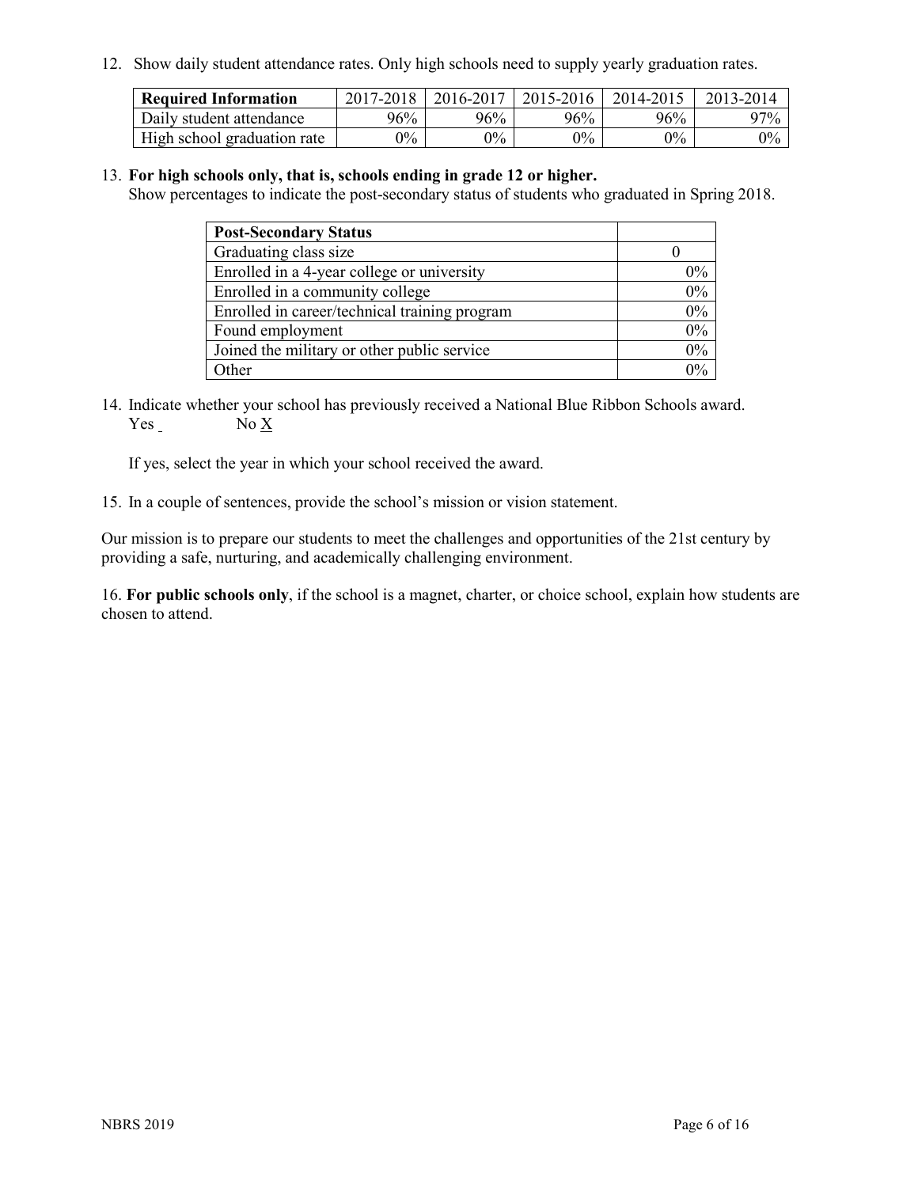12. Show daily student attendance rates. Only high schools need to supply yearly graduation rates.

| Required Information | 2017-2018 | 2016-2017 | 2015-2016 | 2014-2015 | 2013-2014 |
| --- | --- | --- | --- | --- | --- |
| Daily student attendance | 96% | 96% | 96% | 96% | 97% |
| High school graduation rate | 0% | 0% | 0% | 0% | 0% |

13. **For high schools only, that is, schools ending in grade 12 or higher.**
Show percentages to indicate the post-secondary status of students who graduated in Spring 2018.

| Post-Secondary Status | |
| --- | --- |
| Graduating class size | 0 |
| Enrolled in a 4-year college or university | 0% |
| Enrolled in a community college | 0% |
| Enrolled in career/technical training program | 0% |
| Found employment | 0% |
| Joined the military or other public service | 0% |
| Other | 0% |

14. Indicate whether your school has previously received a National Blue Ribbon Schools award.
Yes _ No X

If yes, select the year in which your school received the award.

15. In a couple of sentences, provide the school's mission or vision statement.

Our mission is to prepare our students to meet the challenges and opportunities of the 21st century by providing a safe, nurturing, and academically challenging environment.

16. **For public schools only**, if the school is a magnet, charter, or choice school, explain how students are chosen to attend.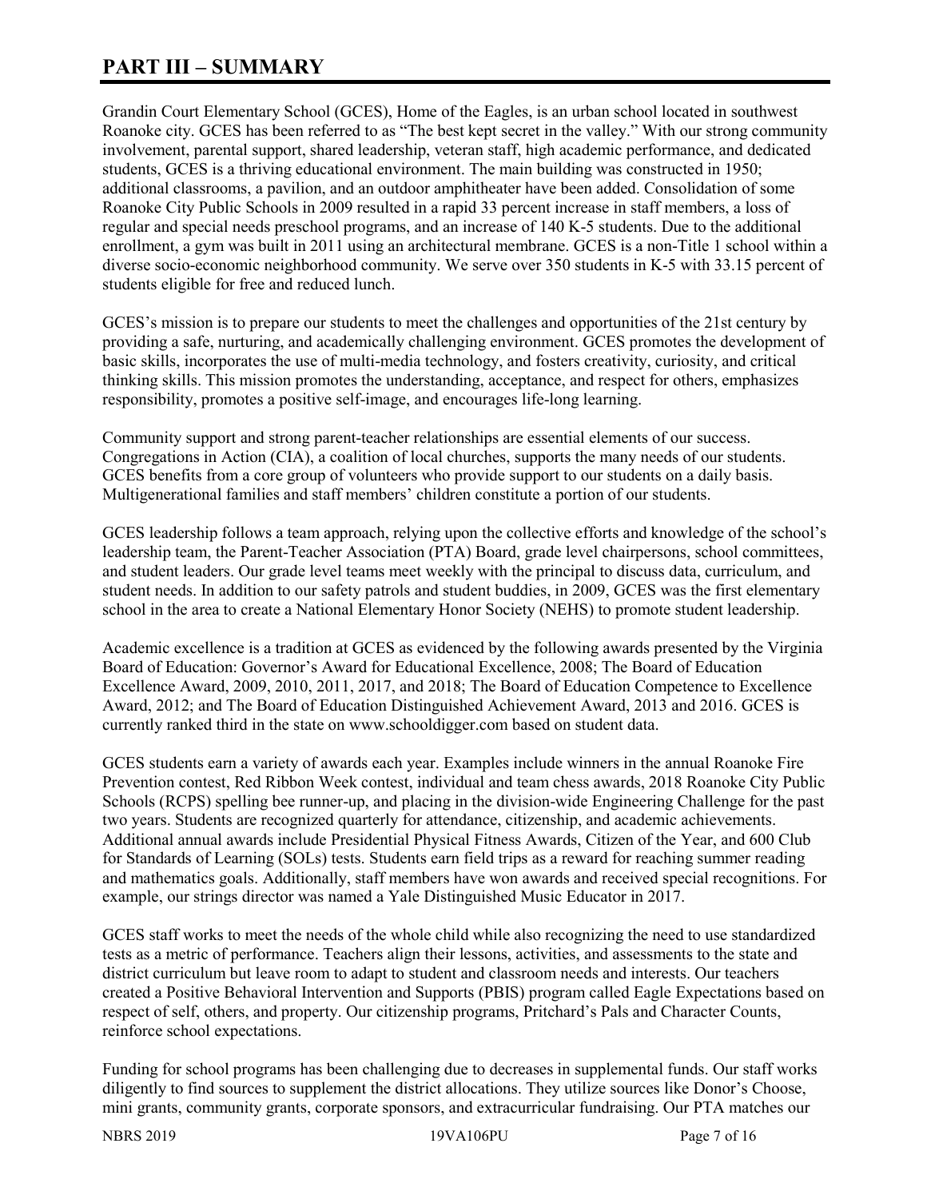# PART III – SUMMARY

Grandin Court Elementary School (GCES), Home of the Eagles, is an urban school located in southwest Roanoke city. GCES has been referred to as "The best kept secret in the valley." With our strong community involvement, parental support, shared leadership, veteran staff, high academic performance, and dedicated students, GCES is a thriving educational environment. The main building was constructed in 1950; additional classrooms, a pavilion, and an outdoor amphitheater have been added. Consolidation of some Roanoke City Public Schools in 2009 resulted in a rapid 33 percent increase in staff members, a loss of regular and special needs preschool programs, and an increase of 140 K-5 students. Due to the additional enrollment, a gym was built in 2011 using an architectural membrane. GCES is a non-Title 1 school within a diverse socio-economic neighborhood community. We serve over 350 students in K-5 with 33.15 percent of students eligible for free and reduced lunch.

GCES's mission is to prepare our students to meet the challenges and opportunities of the 21st century by providing a safe, nurturing, and academically challenging environment. GCES promotes the development of basic skills, incorporates the use of multi-media technology, and fosters creativity, curiosity, and critical thinking skills. This mission promotes the understanding, acceptance, and respect for others, emphasizes responsibility, promotes a positive self-image, and encourages life-long learning.

Community support and strong parent-teacher relationships are essential elements of our success. Congregations in Action (CIA), a coalition of local churches, supports the many needs of our students. GCES benefits from a core group of volunteers who provide support to our students on a daily basis. Multigenerational families and staff members' children constitute a portion of our students.

GCES leadership follows a team approach, relying upon the collective efforts and knowledge of the school's leadership team, the Parent-Teacher Association (PTA) Board, grade level chairpersons, school committees, and student leaders. Our grade level teams meet weekly with the principal to discuss data, curriculum, and student needs. In addition to our safety patrols and student buddies, in 2009, GCES was the first elementary school in the area to create a National Elementary Honor Society (NEHS) to promote student leadership.

Academic excellence is a tradition at GCES as evidenced by the following awards presented by the Virginia Board of Education: Governor's Award for Educational Excellence, 2008; The Board of Education Excellence Award, 2009, 2010, 2011, 2017, and 2018; The Board of Education Competence to Excellence Award, 2012; and The Board of Education Distinguished Achievement Award, 2013 and 2016. GCES is currently ranked third in the state on www.schooldigger.com based on student data.

GCES students earn a variety of awards each year. Examples include winners in the annual Roanoke Fire Prevention contest, Red Ribbon Week contest, individual and team chess awards, 2018 Roanoke City Public Schools (RCPS) spelling bee runner-up, and placing in the division-wide Engineering Challenge for the past two years. Students are recognized quarterly for attendance, citizenship, and academic achievements. Additional annual awards include Presidential Physical Fitness Awards, Citizen of the Year, and 600 Club for Standards of Learning (SOLs) tests. Students earn field trips as a reward for reaching summer reading and mathematics goals. Additionally, staff members have won awards and received special recognitions. For example, our strings director was named a Yale Distinguished Music Educator in 2017.

GCES staff works to meet the needs of the whole child while also recognizing the need to use standardized tests as a metric of performance. Teachers align their lessons, activities, and assessments to the state and district curriculum but leave room to adapt to student and classroom needs and interests. Our teachers created a Positive Behavioral Intervention and Supports (PBIS) program called Eagle Expectations based on respect of self, others, and property. Our citizenship programs, Pritchard's Pals and Character Counts, reinforce school expectations.

Funding for school programs has been challenging due to decreases in supplemental funds. Our staff works diligently to find sources to supplement the district allocations. They utilize sources like Donor's Choose, mini grants, community grants, corporate sponsors, and extracurricular fundraising. Our PTA matches our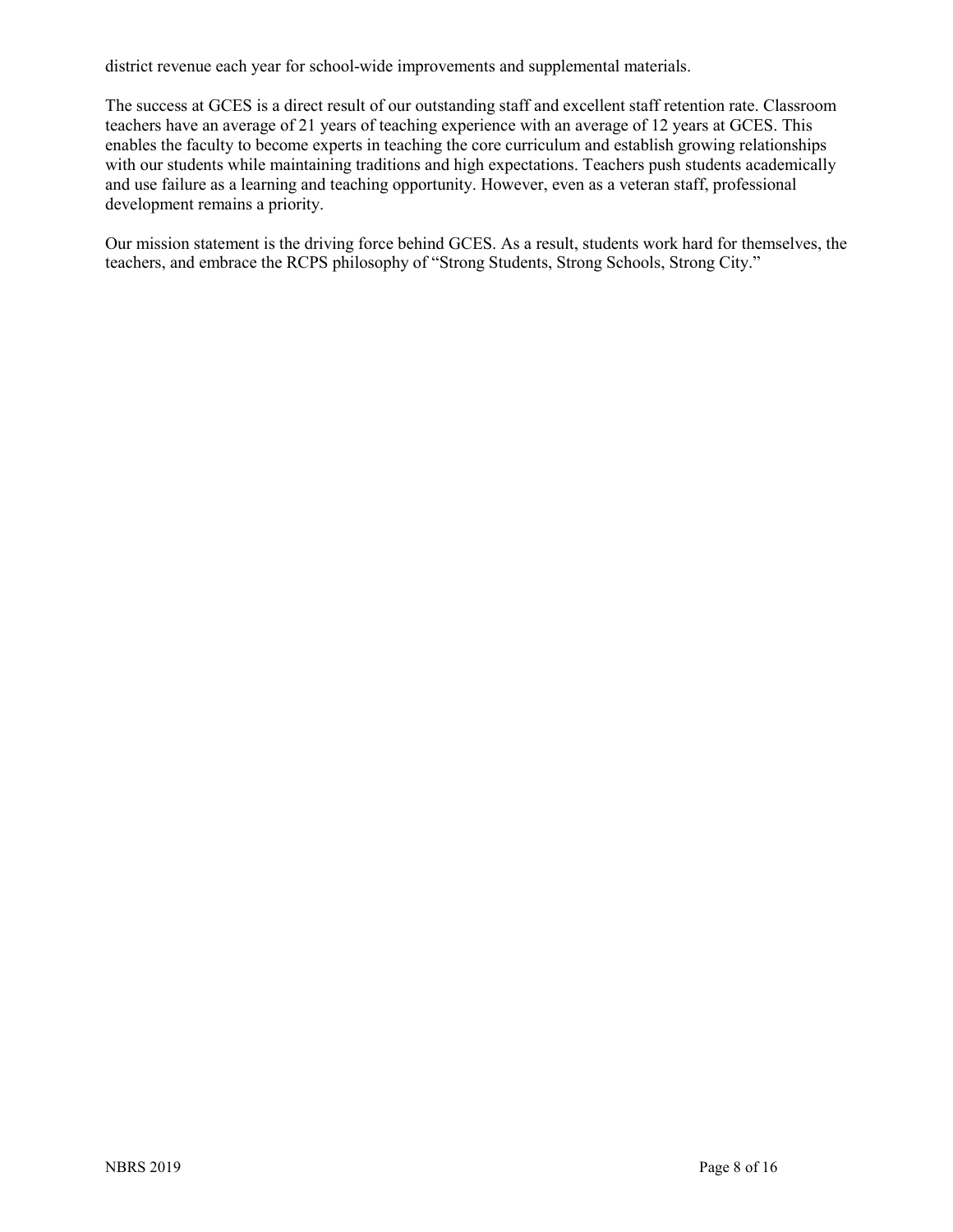district revenue each year for school-wide improvements and supplemental materials.

The success at GCES is a direct result of our outstanding staff and excellent staff retention rate. Classroom teachers have an average of 21 years of teaching experience with an average of 12 years at GCES. This enables the faculty to become experts in teaching the core curriculum and establish growing relationships with our students while maintaining traditions and high expectations. Teachers push students academically and use failure as a learning and teaching opportunity. However, even as a veteran staff, professional development remains a priority.

Our mission statement is the driving force behind GCES. As a result, students work hard for themselves, the teachers, and embrace the RCPS philosophy of "Strong Students, Strong Schools, Strong City."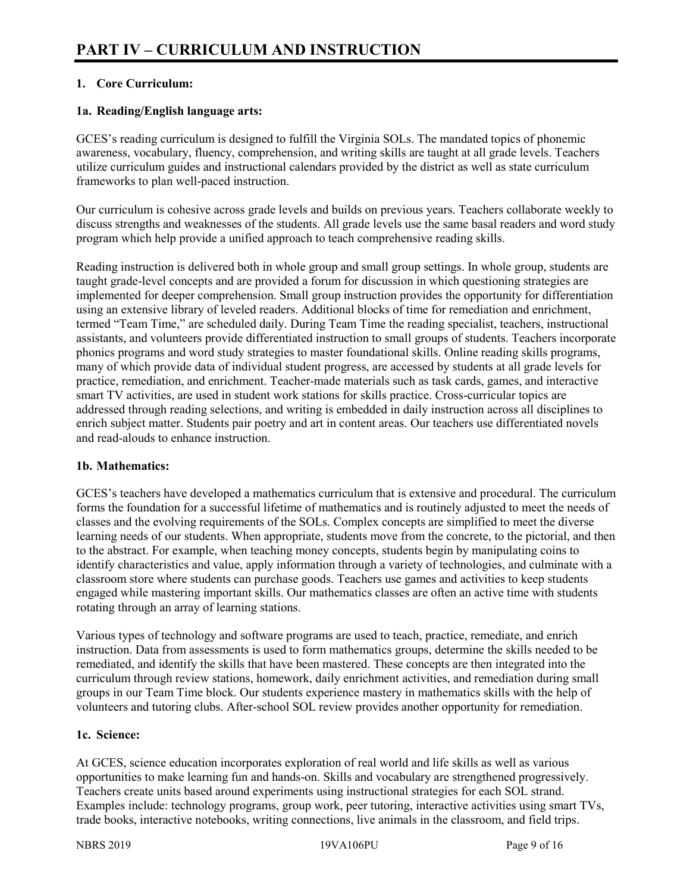# PART IV – CURRICULUM AND INSTRUCTION

## 1. Core Curriculum:

### 1a. Reading/English language arts:

GCES's reading curriculum is designed to fulfill the Virginia SOLs. The mandated topics of phonemic awareness, vocabulary, fluency, comprehension, and writing skills are taught at all grade levels. Teachers utilize curriculum guides and instructional calendars provided by the district as well as state curriculum frameworks to plan well-paced instruction.

Our curriculum is cohesive across grade levels and builds on previous years. Teachers collaborate weekly to discuss strengths and weaknesses of the students. All grade levels use the same basal readers and word study program which help provide a unified approach to teach comprehensive reading skills.

Reading instruction is delivered both in whole group and small group settings. In whole group, students are taught grade-level concepts and are provided a forum for discussion in which questioning strategies are implemented for deeper comprehension. Small group instruction provides the opportunity for differentiation using an extensive library of leveled readers. Additional blocks of time for remediation and enrichment, termed "Team Time," are scheduled daily. During Team Time the reading specialist, teachers, instructional assistants, and volunteers provide differentiated instruction to small groups of students. Teachers incorporate phonics programs and word study strategies to master foundational skills. Online reading skills programs, many of which provide data of individual student progress, are accessed by students at all grade levels for practice, remediation, and enrichment. Teacher-made materials such as task cards, games, and interactive smart TV activities, are used in student work stations for skills practice. Cross-curricular topics are addressed through reading selections, and writing is embedded in daily instruction across all disciplines to enrich subject matter. Students pair poetry and art in content areas. Our teachers use differentiated novels and read-alouds to enhance instruction.

### 1b. Mathematics:

GCES's teachers have developed a mathematics curriculum that is extensive and procedural. The curriculum forms the foundation for a successful lifetime of mathematics and is routinely adjusted to meet the needs of classes and the evolving requirements of the SOLs. Complex concepts are simplified to meet the diverse learning needs of our students. When appropriate, students move from the concrete, to the pictorial, and then to the abstract. For example, when teaching money concepts, students begin by manipulating coins to identify characteristics and value, apply information through a variety of technologies, and culminate with a classroom store where students can purchase goods. Teachers use games and activities to keep students engaged while mastering important skills. Our mathematics classes are often an active time with students rotating through an array of learning stations.

Various types of technology and software programs are used to teach, practice, remediate, and enrich instruction. Data from assessments is used to form mathematics groups, determine the skills needed to be remediated, and identify the skills that have been mastered. These concepts are then integrated into the curriculum through review stations, homework, daily enrichment activities, and remediation during small groups in our Team Time block. Our students experience mastery in mathematics skills with the help of volunteers and tutoring clubs. After-school SOL review provides another opportunity for remediation.

### 1c. Science:

At GCES, science education incorporates exploration of real world and life skills as well as various opportunities to make learning fun and hands-on. Skills and vocabulary are strengthened progressively. Teachers create units based around experiments using instructional strategies for each SOL strand. Examples include: technology programs, group work, peer tutoring, interactive activities using smart TVs, trade books, interactive notebooks, writing connections, live animals in the classroom, and field trips.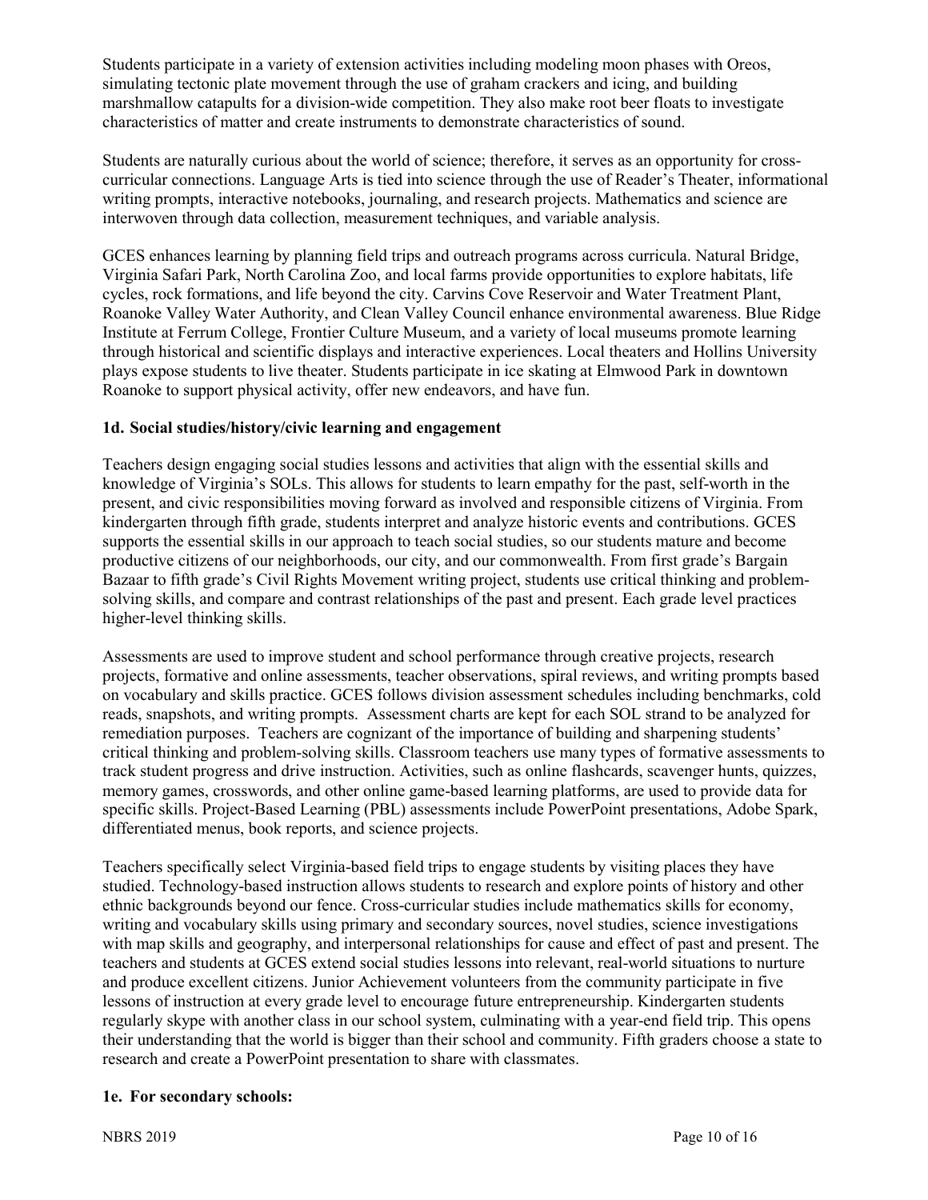Students participate in a variety of extension activities including modeling moon phases with Oreos, simulating tectonic plate movement through the use of graham crackers and icing, and building marshmallow catapults for a division-wide competition. They also make root beer floats to investigate characteristics of matter and create instruments to demonstrate characteristics of sound.

Students are naturally curious about the world of science; therefore, it serves as an opportunity for cross-curricular connections. Language Arts is tied into science through the use of Reader's Theater, informational writing prompts, interactive notebooks, journaling, and research projects. Mathematics and science are interwoven through data collection, measurement techniques, and variable analysis.

GCES enhances learning by planning field trips and outreach programs across curricula. Natural Bridge, Virginia Safari Park, North Carolina Zoo, and local farms provide opportunities to explore habitats, life cycles, rock formations, and life beyond the city. Carvins Cove Reservoir and Water Treatment Plant, Roanoke Valley Water Authority, and Clean Valley Council enhance environmental awareness. Blue Ridge Institute at Ferrum College, Frontier Culture Museum, and a variety of local museums promote learning through historical and scientific displays and interactive experiences. Local theaters and Hollins University plays expose students to live theater. Students participate in ice skating at Elmwood Park in downtown Roanoke to support physical activity, offer new endeavors, and have fun.

### 1d. Social studies/history/civic learning and engagement

Teachers design engaging social studies lessons and activities that align with the essential skills and knowledge of Virginia's SOLs. This allows for students to learn empathy for the past, self-worth in the present, and civic responsibilities moving forward as involved and responsible citizens of Virginia. From kindergarten through fifth grade, students interpret and analyze historic events and contributions. GCES supports the essential skills in our approach to teach social studies, so our students mature and become productive citizens of our neighborhoods, our city, and our commonwealth. From first grade's Bargain Bazaar to fifth grade's Civil Rights Movement writing project, students use critical thinking and problem-solving skills, and compare and contrast relationships of the past and present. Each grade level practices higher-level thinking skills.

Assessments are used to improve student and school performance through creative projects, research projects, formative and online assessments, teacher observations, spiral reviews, and writing prompts based on vocabulary and skills practice. GCES follows division assessment schedules including benchmarks, cold reads, snapshots, and writing prompts. Assessment charts are kept for each SOL strand to be analyzed for remediation purposes. Teachers are cognizant of the importance of building and sharpening students' critical thinking and problem-solving skills. Classroom teachers use many types of formative assessments to track student progress and drive instruction. Activities, such as online flashcards, scavenger hunts, quizzes, memory games, crosswords, and other online game-based learning platforms, are used to provide data for specific skills. Project-Based Learning (PBL) assessments include PowerPoint presentations, Adobe Spark, differentiated menus, book reports, and science projects.

Teachers specifically select Virginia-based field trips to engage students by visiting places they have studied. Technology-based instruction allows students to research and explore points of history and other ethnic backgrounds beyond our fence. Cross-curricular studies include mathematics skills for economy, writing and vocabulary skills using primary and secondary sources, novel studies, science investigations with map skills and geography, and interpersonal relationships for cause and effect of past and present. The teachers and students at GCES extend social studies lessons into relevant, real-world situations to nurture and produce excellent citizens. Junior Achievement volunteers from the community participate in five lessons of instruction at every grade level to encourage future entrepreneurship. Kindergarten students regularly skype with another class in our school system, culminating with a year-end field trip. This opens their understanding that the world is bigger than their school and community. Fifth graders choose a state to research and create a PowerPoint presentation to share with classmates.

### 1e. For secondary schools: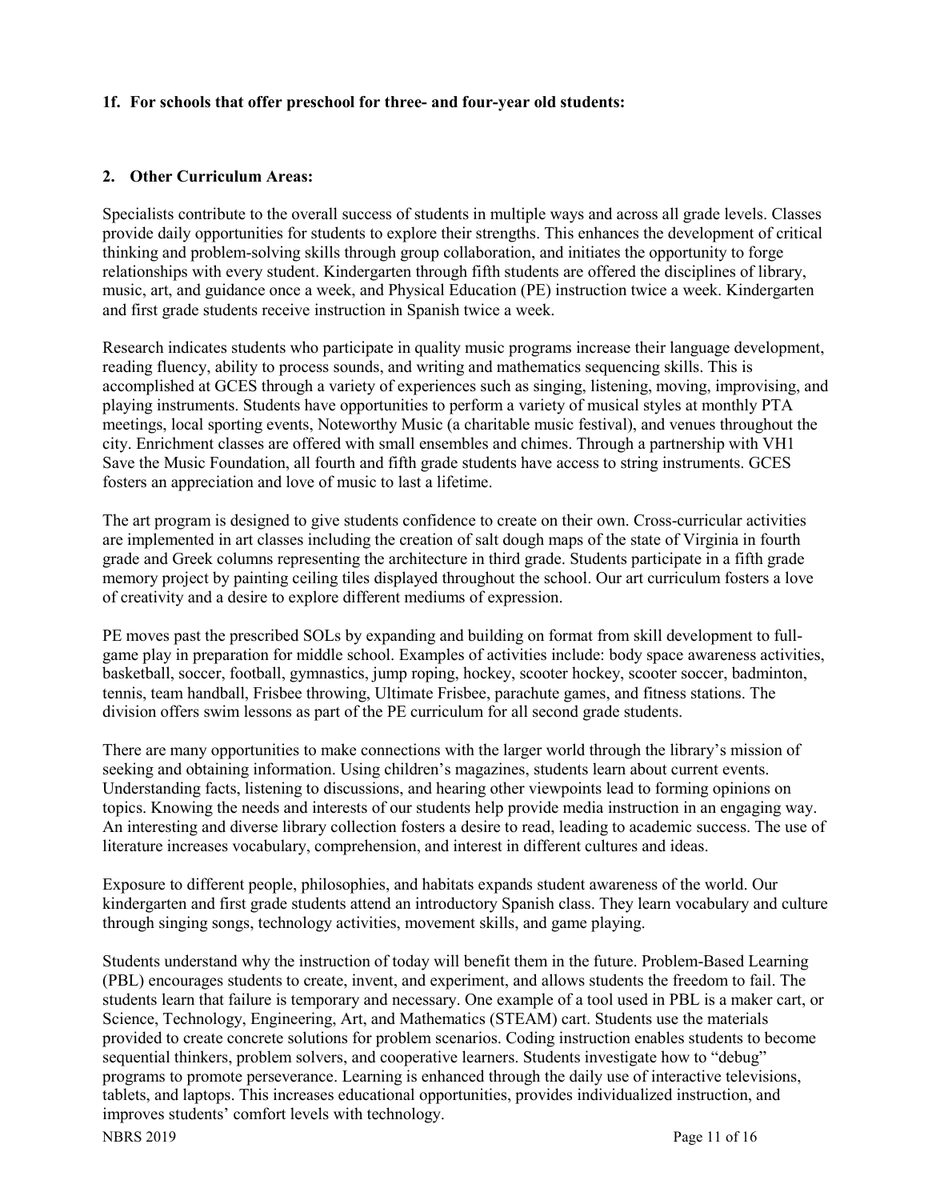**1f. For schools that offer preschool for three- and four-year old students:**

**2. Other Curriculum Areas:**

Specialists contribute to the overall success of students in multiple ways and across all grade levels. Classes provide daily opportunities for students to explore their strengths. This enhances the development of critical thinking and problem-solving skills through group collaboration, and initiates the opportunity to forge relationships with every student. Kindergarten through fifth students are offered the disciplines of library, music, art, and guidance once a week, and Physical Education (PE) instruction twice a week. Kindergarten and first grade students receive instruction in Spanish twice a week.

Research indicates students who participate in quality music programs increase their language development, reading fluency, ability to process sounds, and writing and mathematics sequencing skills. This is accomplished at GCES through a variety of experiences such as singing, listening, moving, improvising, and playing instruments. Students have opportunities to perform a variety of musical styles at monthly PTA meetings, local sporting events, Noteworthy Music (a charitable music festival), and venues throughout the city. Enrichment classes are offered with small ensembles and chimes. Through a partnership with VH1 Save the Music Foundation, all fourth and fifth grade students have access to string instruments. GCES fosters an appreciation and love of music to last a lifetime.

The art program is designed to give students confidence to create on their own. Cross-curricular activities are implemented in art classes including the creation of salt dough maps of the state of Virginia in fourth grade and Greek columns representing the architecture in third grade. Students participate in a fifth grade memory project by painting ceiling tiles displayed throughout the school. Our art curriculum fosters a love of creativity and a desire to explore different mediums of expression.

PE moves past the prescribed SOLs by expanding and building on format from skill development to full-game play in preparation for middle school. Examples of activities include: body space awareness activities, basketball, soccer, football, gymnastics, jump roping, hockey, scooter hockey, scooter soccer, badminton, tennis, team handball, Frisbee throwing, Ultimate Frisbee, parachute games, and fitness stations. The division offers swim lessons as part of the PE curriculum for all second grade students.

There are many opportunities to make connections with the larger world through the library's mission of seeking and obtaining information. Using children's magazines, students learn about current events. Understanding facts, listening to discussions, and hearing other viewpoints lead to forming opinions on topics. Knowing the needs and interests of our students help provide media instruction in an engaging way. An interesting and diverse library collection fosters a desire to read, leading to academic success. The use of literature increases vocabulary, comprehension, and interest in different cultures and ideas.

Exposure to different people, philosophies, and habitats expands student awareness of the world. Our kindergarten and first grade students attend an introductory Spanish class. They learn vocabulary and culture through singing songs, technology activities, movement skills, and game playing.

Students understand why the instruction of today will benefit them in the future. Problem-Based Learning (PBL) encourages students to create, invent, and experiment, and allows students the freedom to fail. The students learn that failure is temporary and necessary. One example of a tool used in PBL is a maker cart, or Science, Technology, Engineering, Art, and Mathematics (STEAM) cart. Students use the materials provided to create concrete solutions for problem scenarios. Coding instruction enables students to become sequential thinkers, problem solvers, and cooperative learners. Students investigate how to "debug" programs to promote perseverance. Learning is enhanced through the daily use of interactive televisions, tablets, and laptops. This increases educational opportunities, provides individualized instruction, and improves students' comfort levels with technology.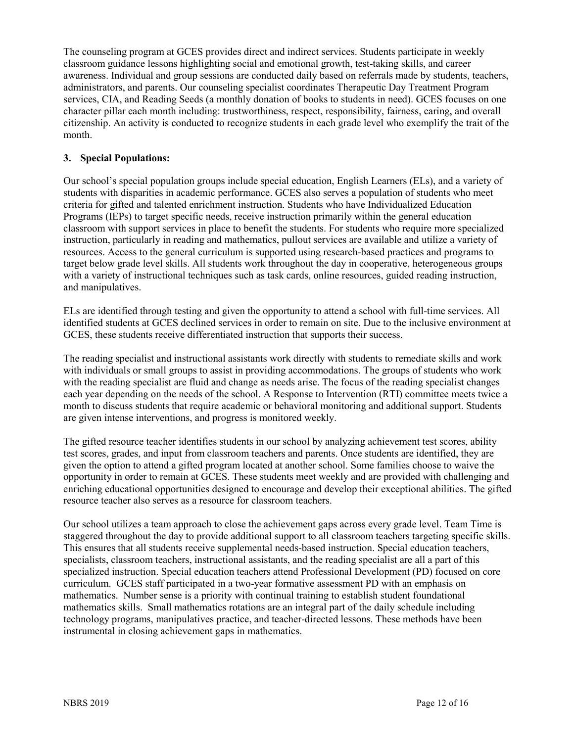The counseling program at GCES provides direct and indirect services. Students participate in weekly classroom guidance lessons highlighting social and emotional growth, test-taking skills, and career awareness. Individual and group sessions are conducted daily based on referrals made by students, teachers, administrators, and parents. Our counseling specialist coordinates Therapeutic Day Treatment Program services, CIA, and Reading Seeds (a monthly donation of books to students in need). GCES focuses on one character pillar each month including: trustworthiness, respect, responsibility, fairness, caring, and overall citizenship. An activity is conducted to recognize students in each grade level who exemplify the trait of the month.

### 3. Special Populations:

Our school's special population groups include special education, English Learners (ELs), and a variety of students with disparities in academic performance. GCES also serves a population of students who meet criteria for gifted and talented enrichment instruction. Students who have Individualized Education Programs (IEPs) to target specific needs, receive instruction primarily within the general education classroom with support services in place to benefit the students. For students who require more specialized instruction, particularly in reading and mathematics, pullout services are available and utilize a variety of resources. Access to the general curriculum is supported using research-based practices and programs to target below grade level skills. All students work throughout the day in cooperative, heterogeneous groups with a variety of instructional techniques such as task cards, online resources, guided reading instruction, and manipulatives.

ELs are identified through testing and given the opportunity to attend a school with full-time services. All identified students at GCES declined services in order to remain on site. Due to the inclusive environment at GCES, these students receive differentiated instruction that supports their success.

The reading specialist and instructional assistants work directly with students to remediate skills and work with individuals or small groups to assist in providing accommodations. The groups of students who work with the reading specialist are fluid and change as needs arise. The focus of the reading specialist changes each year depending on the needs of the school. A Response to Intervention (RTI) committee meets twice a month to discuss students that require academic or behavioral monitoring and additional support. Students are given intense interventions, and progress is monitored weekly.

The gifted resource teacher identifies students in our school by analyzing achievement test scores, ability test scores, grades, and input from classroom teachers and parents. Once students are identified, they are given the option to attend a gifted program located at another school. Some families choose to waive the opportunity in order to remain at GCES. These students meet weekly and are provided with challenging and enriching educational opportunities designed to encourage and develop their exceptional abilities. The gifted resource teacher also serves as a resource for classroom teachers.

Our school utilizes a team approach to close the achievement gaps across every grade level. Team Time is staggered throughout the day to provide additional support to all classroom teachers targeting specific skills. This ensures that all students receive supplemental needs-based instruction. Special education teachers, specialists, classroom teachers, instructional assistants, and the reading specialist are all a part of this specialized instruction. Special education teachers attend Professional Development (PD) focused on core curriculum. GCES staff participated in a two-year formative assessment PD with an emphasis on mathematics. Number sense is a priority with continual training to establish student foundational mathematics skills. Small mathematics rotations are an integral part of the daily schedule including technology programs, manipulatives practice, and teacher-directed lessons. These methods have been instrumental in closing achievement gaps in mathematics.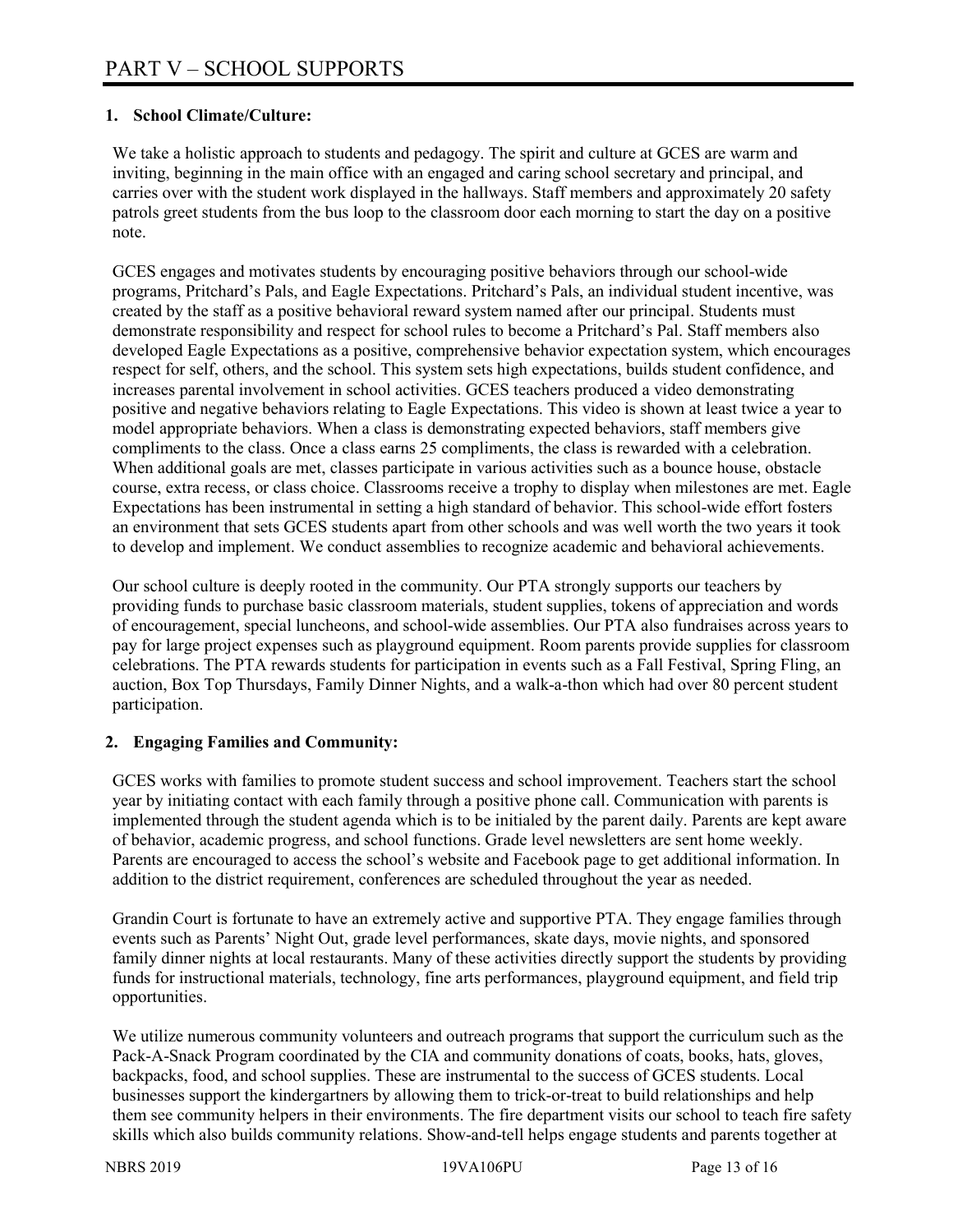# PART V – SCHOOL SUPPORTS

**1. School Climate/Culture:**

We take a holistic approach to students and pedagogy. The spirit and culture at GCES are warm and inviting, beginning in the main office with an engaged and caring school secretary and principal, and carries over with the student work displayed in the hallways. Staff members and approximately 20 safety patrols greet students from the bus loop to the classroom door each morning to start the day on a positive note.

GCES engages and motivates students by encouraging positive behaviors through our school-wide programs, Pritchard's Pals, and Eagle Expectations. Pritchard's Pals, an individual student incentive, was created by the staff as a positive behavioral reward system named after our principal. Students must demonstrate responsibility and respect for school rules to become a Pritchard's Pal. Staff members also developed Eagle Expectations as a positive, comprehensive behavior expectation system, which encourages respect for self, others, and the school. This system sets high expectations, builds student confidence, and increases parental involvement in school activities. GCES teachers produced a video demonstrating positive and negative behaviors relating to Eagle Expectations. This video is shown at least twice a year to model appropriate behaviors. When a class is demonstrating expected behaviors, staff members give compliments to the class. Once a class earns 25 compliments, the class is rewarded with a celebration. When additional goals are met, classes participate in various activities such as a bounce house, obstacle course, extra recess, or class choice. Classrooms receive a trophy to display when milestones are met. Eagle Expectations has been instrumental in setting a high standard of behavior. This school-wide effort fosters an environment that sets GCES students apart from other schools and was well worth the two years it took to develop and implement. We conduct assemblies to recognize academic and behavioral achievements.

Our school culture is deeply rooted in the community. Our PTA strongly supports our teachers by providing funds to purchase basic classroom materials, student supplies, tokens of appreciation and words of encouragement, special luncheons, and school-wide assemblies. Our PTA also fundraises across years to pay for large project expenses such as playground equipment. Room parents provide supplies for classroom celebrations. The PTA rewards students for participation in events such as a Fall Festival, Spring Fling, an auction, Box Top Thursdays, Family Dinner Nights, and a walk-a-thon which had over 80 percent student participation.

**2. Engaging Families and Community:**

GCES works with families to promote student success and school improvement. Teachers start the school year by initiating contact with each family through a positive phone call. Communication with parents is implemented through the student agenda which is to be initialed by the parent daily. Parents are kept aware of behavior, academic progress, and school functions. Grade level newsletters are sent home weekly. Parents are encouraged to access the school's website and Facebook page to get additional information. In addition to the district requirement, conferences are scheduled throughout the year as needed.

Grandin Court is fortunate to have an extremely active and supportive PTA. They engage families through events such as Parents' Night Out, grade level performances, skate days, movie nights, and sponsored family dinner nights at local restaurants. Many of these activities directly support the students by providing funds for instructional materials, technology, fine arts performances, playground equipment, and field trip opportunities.

We utilize numerous community volunteers and outreach programs that support the curriculum such as the Pack-A-Snack Program coordinated by the CIA and community donations of coats, books, hats, gloves, backpacks, food, and school supplies. These are instrumental to the success of GCES students. Local businesses support the kindergartners by allowing them to trick-or-treat to build relationships and help them see community helpers in their environments. The fire department visits our school to teach fire safety skills which also builds community relations. Show-and-tell helps engage students and parents together at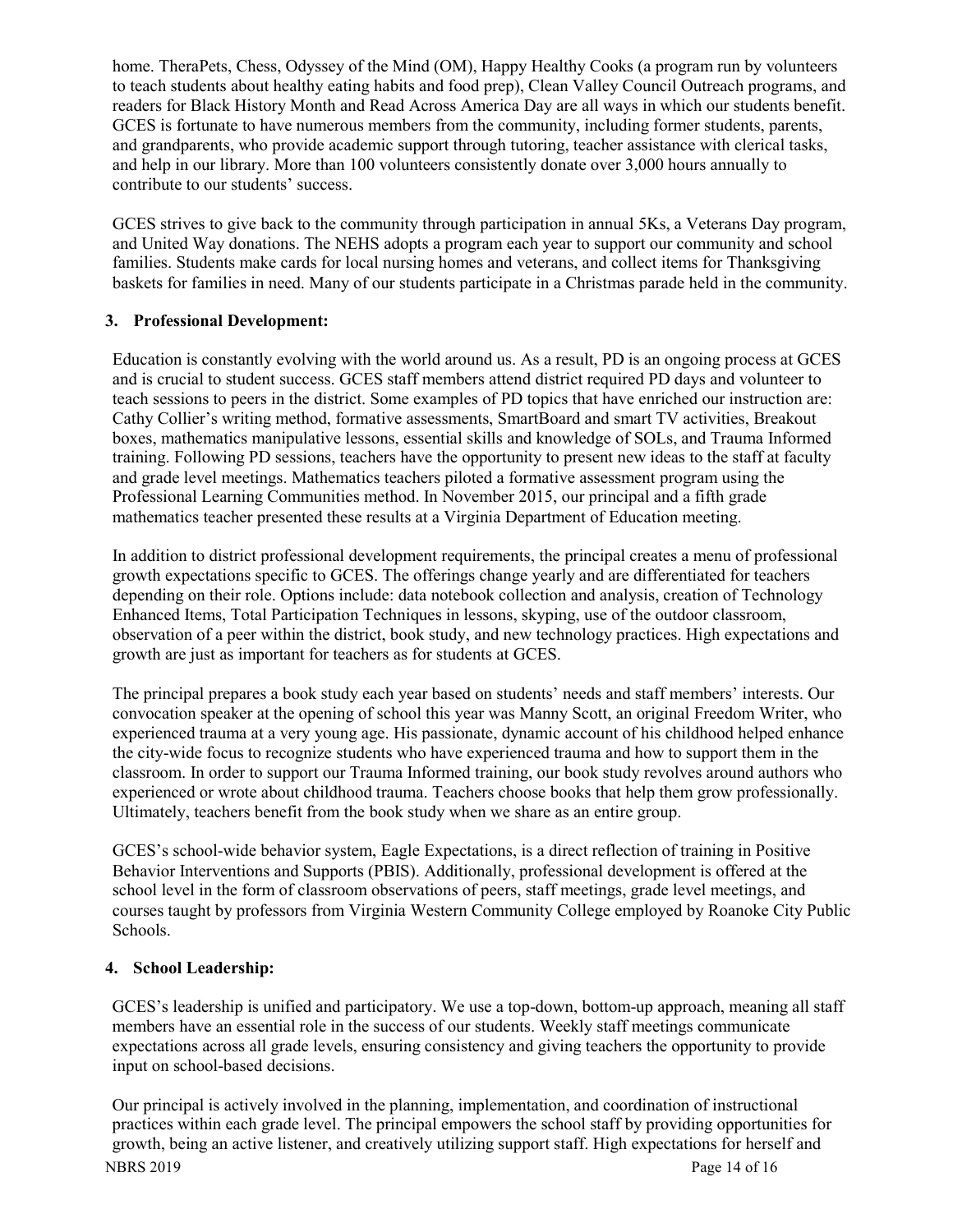home. TheraPets, Chess, Odyssey of the Mind (OM), Happy Healthy Cooks (a program run by volunteers to teach students about healthy eating habits and food prep), Clean Valley Council Outreach programs, and readers for Black History Month and Read Across America Day are all ways in which our students benefit. GCES is fortunate to have numerous members from the community, including former students, parents, and grandparents, who provide academic support through tutoring, teacher assistance with clerical tasks, and help in our library. More than 100 volunteers consistently donate over 3,000 hours annually to contribute to our students' success.

GCES strives to give back to the community through participation in annual 5Ks, a Veterans Day program, and United Way donations. The NEHS adopts a program each year to support our community and school families. Students make cards for local nursing homes and veterans, and collect items for Thanksgiving baskets for families in need. Many of our students participate in a Christmas parade held in the community.

**3. Professional Development:**

Education is constantly evolving with the world around us. As a result, PD is an ongoing process at GCES and is crucial to student success. GCES staff members attend district required PD days and volunteer to teach sessions to peers in the district. Some examples of PD topics that have enriched our instruction are: Cathy Collier's writing method, formative assessments, SmartBoard and smart TV activities, Breakout boxes, mathematics manipulative lessons, essential skills and knowledge of SOLs, and Trauma Informed training. Following PD sessions, teachers have the opportunity to present new ideas to the staff at faculty and grade level meetings. Mathematics teachers piloted a formative assessment program using the Professional Learning Communities method. In November 2015, our principal and a fifth grade mathematics teacher presented these results at a Virginia Department of Education meeting.

In addition to district professional development requirements, the principal creates a menu of professional growth expectations specific to GCES. The offerings change yearly and are differentiated for teachers depending on their role. Options include: data notebook collection and analysis, creation of Technology Enhanced Items, Total Participation Techniques in lessons, skyping, use of the outdoor classroom, observation of a peer within the district, book study, and new technology practices. High expectations and growth are just as important for teachers as for students at GCES.

The principal prepares a book study each year based on students' needs and staff members' interests. Our convocation speaker at the opening of school this year was Manny Scott, an original Freedom Writer, who experienced trauma at a very young age. His passionate, dynamic account of his childhood helped enhance the city-wide focus to recognize students who have experienced trauma and how to support them in the classroom. In order to support our Trauma Informed training, our book study revolves around authors who experienced or wrote about childhood trauma. Teachers choose books that help them grow professionally. Ultimately, teachers benefit from the book study when we share as an entire group.

GCES's school-wide behavior system, Eagle Expectations, is a direct reflection of training in Positive Behavior Interventions and Supports (PBIS). Additionally, professional development is offered at the school level in the form of classroom observations of peers, staff meetings, grade level meetings, and courses taught by professors from Virginia Western Community College employed by Roanoke City Public Schools.

**4. School Leadership:**

GCES's leadership is unified and participatory. We use a top-down, bottom-up approach, meaning all staff members have an essential role in the success of our students. Weekly staff meetings communicate expectations across all grade levels, ensuring consistency and giving teachers the opportunity to provide input on school-based decisions.

Our principal is actively involved in the planning, implementation, and coordination of instructional practices within each grade level. The principal empowers the school staff by providing opportunities for growth, being an active listener, and creatively utilizing support staff. High expectations for herself and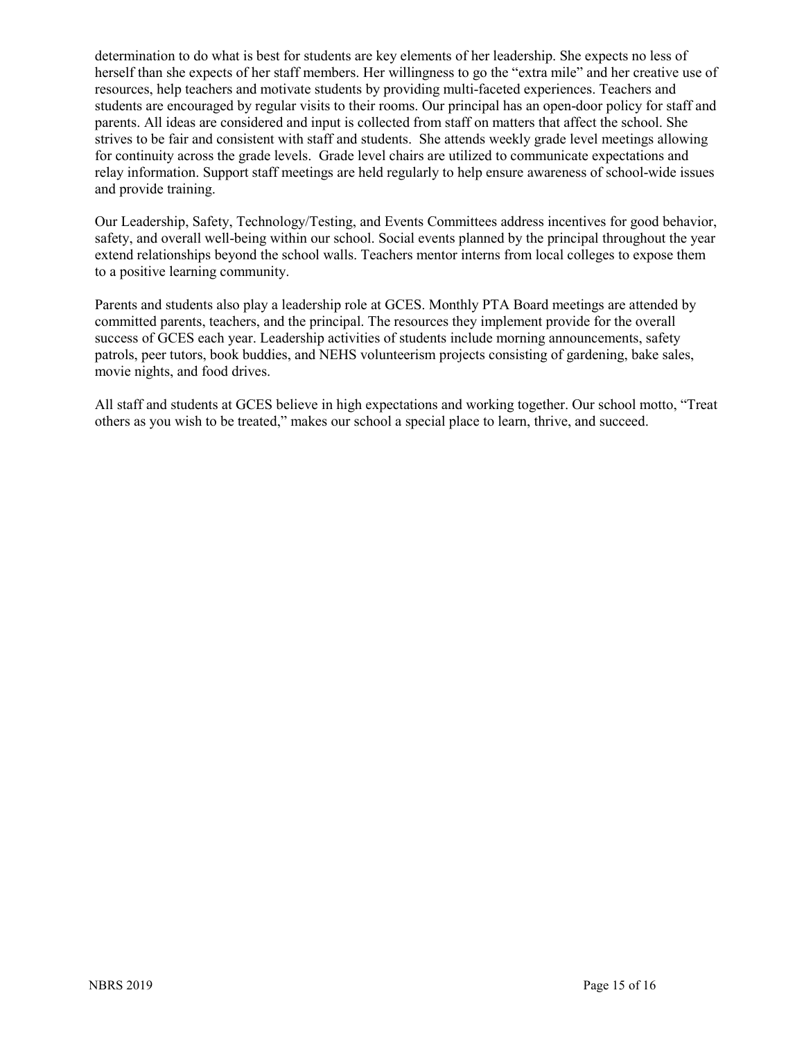determination to do what is best for students are key elements of her leadership. She expects no less of herself than she expects of her staff members. Her willingness to go the "extra mile" and her creative use of resources, help teachers and motivate students by providing multi-faceted experiences. Teachers and students are encouraged by regular visits to their rooms. Our principal has an open-door policy for staff and parents. All ideas are considered and input is collected from staff on matters that affect the school. She strives to be fair and consistent with staff and students. She attends weekly grade level meetings allowing for continuity across the grade levels. Grade level chairs are utilized to communicate expectations and relay information. Support staff meetings are held regularly to help ensure awareness of school-wide issues and provide training.

Our Leadership, Safety, Technology/Testing, and Events Committees address incentives for good behavior, safety, and overall well-being within our school. Social events planned by the principal throughout the year extend relationships beyond the school walls. Teachers mentor interns from local colleges to expose them to a positive learning community.

Parents and students also play a leadership role at GCES. Monthly PTA Board meetings are attended by committed parents, teachers, and the principal. The resources they implement provide for the overall success of GCES each year. Leadership activities of students include morning announcements, safety patrols, peer tutors, book buddies, and NEHS volunteerism projects consisting of gardening, bake sales, movie nights, and food drives.

All staff and students at GCES believe in high expectations and working together. Our school motto, "Treat others as you wish to be treated," makes our school a special place to learn, thrive, and succeed.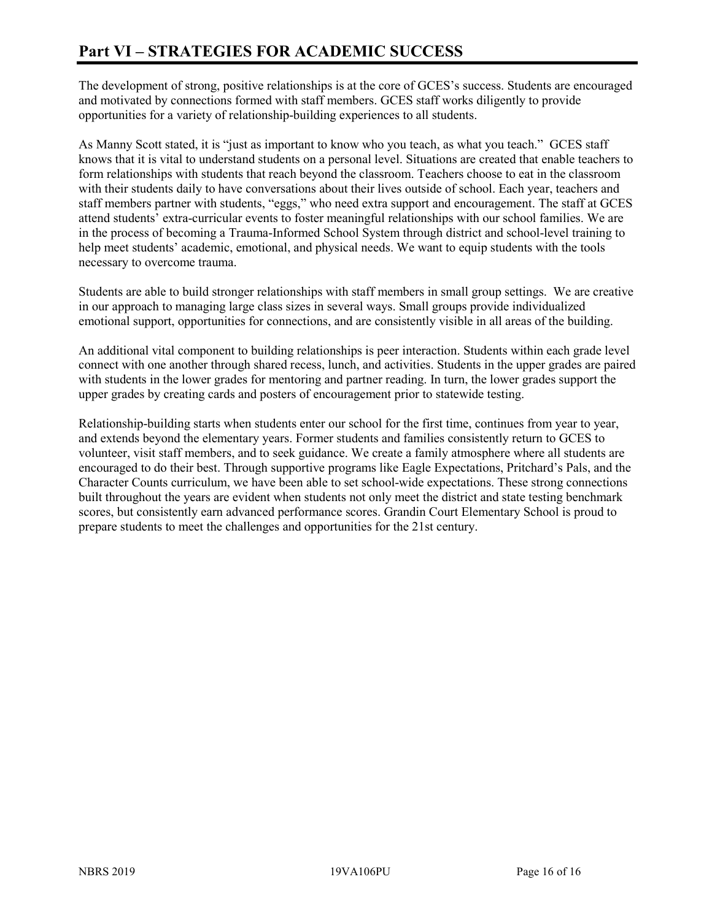# Part VI – STRATEGIES FOR ACADEMIC SUCCESS

The development of strong, positive relationships is at the core of GCES's success. Students are encouraged and motivated by connections formed with staff members. GCES staff works diligently to provide opportunities for a variety of relationship-building experiences to all students.

As Manny Scott stated, it is "just as important to know who you teach, as what you teach." GCES staff knows that it is vital to understand students on a personal level. Situations are created that enable teachers to form relationships with students that reach beyond the classroom. Teachers choose to eat in the classroom with their students daily to have conversations about their lives outside of school. Each year, teachers and staff members partner with students, "eggs," who need extra support and encouragement. The staff at GCES attend students' extra-curricular events to foster meaningful relationships with our school families. We are in the process of becoming a Trauma-Informed School System through district and school-level training to help meet students' academic, emotional, and physical needs. We want to equip students with the tools necessary to overcome trauma.

Students are able to build stronger relationships with staff members in small group settings. We are creative in our approach to managing large class sizes in several ways. Small groups provide individualized emotional support, opportunities for connections, and are consistently visible in all areas of the building.

An additional vital component to building relationships is peer interaction. Students within each grade level connect with one another through shared recess, lunch, and activities. Students in the upper grades are paired with students in the lower grades for mentoring and partner reading. In turn, the lower grades support the upper grades by creating cards and posters of encouragement prior to statewide testing.

Relationship-building starts when students enter our school for the first time, continues from year to year, and extends beyond the elementary years. Former students and families consistently return to GCES to volunteer, visit staff members, and to seek guidance. We create a family atmosphere where all students are encouraged to do their best. Through supportive programs like Eagle Expectations, Pritchard's Pals, and the Character Counts curriculum, we have been able to set school-wide expectations. These strong connections built throughout the years are evident when students not only meet the district and state testing benchmark scores, but consistently earn advanced performance scores. Grandin Court Elementary School is proud to prepare students to meet the challenges and opportunities for the 21st century.